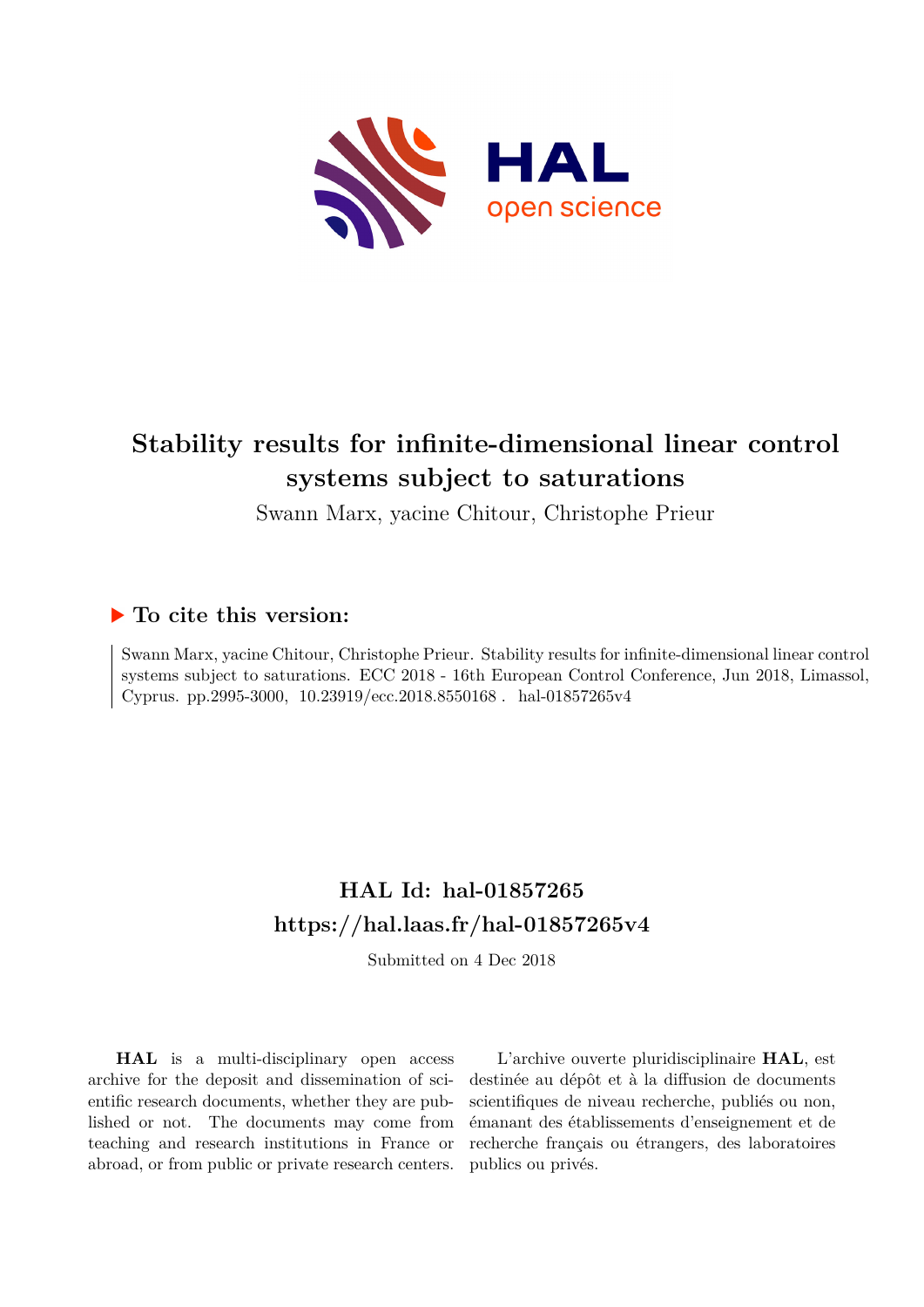# Stability results for infinite-dimensional linear control systems subject to saturations

Swann Marx, yacine Chitour, Christophe Prieur

## To cite this version:

Swann Marx, yacine Chitour, Christophe Prieur. Stability results for infinite-dimensional linear control systems subject to saturations. ECC 2018 - 16th European Control Conference, Jun 2018, Limassol, Cyprus. pp.2995-3000, 10.23919/ecc.2018.8550168 . hal-01857265v4

## HAL Id: hal-01857265
## https://hal.laas.fr/hal-01857265v4

Submitted on 4 Dec 2018

**HAL** is a multi-disciplinary open access archive for the deposit and dissemination of scientific research documents, whether they are published or not. The documents may come from teaching and research institutions in France or abroad, or from public or private research centers.

L'archive ouverte pluridisciplinaire **HAL**, est destinée au dépôt et à la diffusion de documents scientifiques de niveau recherche, publiés ou non, émanant des établissements d'enseignement et de recherche français ou étrangers, des laboratoires publics ou privés.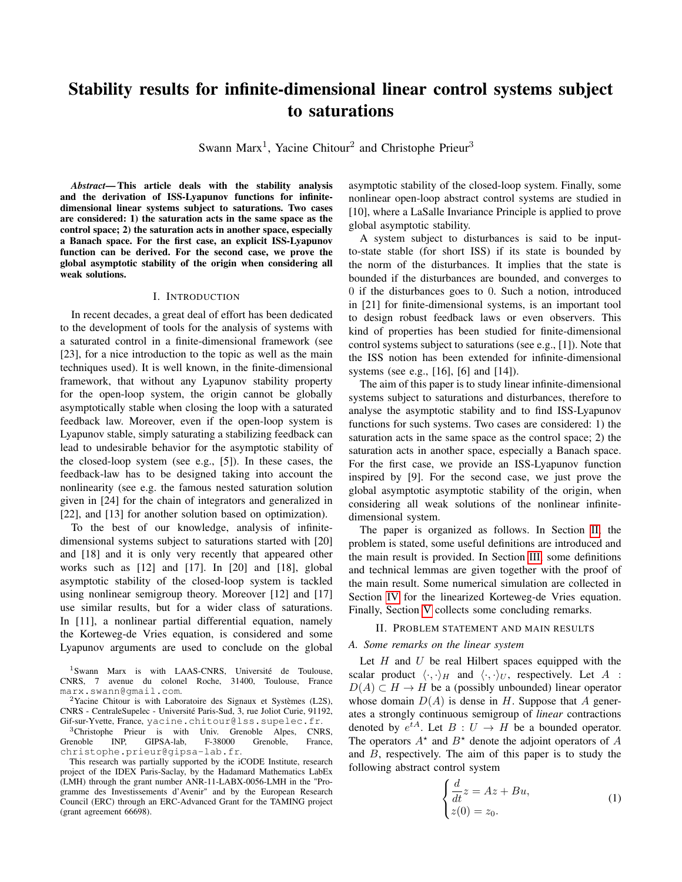# Stability results for infinite-dimensional linear control systems subject to saturations

Swann Marx[1], Yacine Chitour[2] and Christophe Prieur[3]

***Abstract*— This article deals with the stability analysis and the derivation of ISS-Lyapunov functions for infinite-dimensional linear systems subject to saturations. Two cases are considered: 1) the saturation acts in the same space as the control space; 2) the saturation acts in another space, especially a Banach space. For the first case, an explicit ISS-Lyapunov function can be derived. For the second case, we prove the global asymptotic stability of the origin when considering all weak solutions.**

## I. Introduction

In recent decades, a great deal of effort has been dedicated to the development of tools for the analysis of systems with a saturated control in a finite-dimensional framework (see [23], for a nice introduction to the topic as well as the main techniques used). It is well known, in the finite-dimensional framework, that without any Lyapunov stability property for the open-loop system, the origin cannot be globally asymptotically stable when closing the loop with a saturated feedback law. Moreover, even if the open-loop system is Lyapunov stable, simply saturating a stabilizing feedback can lead to undesirable behavior for the asymptotic stability of the closed-loop system (see e.g., [5]). In these cases, the feedback-law has to be designed taking into account the nonlinearity (see e.g. the famous nested saturation solution given in [24] for the chain of integrators and generalized in [22], and [13] for another solution based on optimization).

To the best of our knowledge, analysis of infinite-dimensional systems subject to saturations started with [20] and [18] and it is only very recently that appeared other works such as [12] and [17]. In [20] and [18], global asymptotic stability of the closed-loop system is tackled using nonlinear semigroup theory. Moreover [12] and [17] use similar results, but for a wider class of saturations. In [11], a nonlinear partial differential equation, namely the Korteweg-de Vries equation, is considered and some Lyapunov arguments are used to conclude on the global asymptotic stability of the closed-loop system. Finally, some nonlinear open-loop abstract control systems are studied in [10], where a LaSalle Invariance Principle is applied to prove global asymptotic stability.

A system subject to disturbances is said to be input-to-state stable (for short ISS) if its state is bounded by the norm of the disturbances. It implies that the state is bounded if the disturbances are bounded, and converges to 0 if the disturbances goes to 0. Such a notion, introduced in [21] for finite-dimensional systems, is an important tool to design robust feedback laws or even observers. This kind of properties has been studied for finite-dimensional control systems subject to saturations (see e.g., [1]). Note that the ISS notion has been extended for infinite-dimensional systems (see e.g., [16], [6] and [14]).

The aim of this paper is to study linear infinite-dimensional systems subject to saturations and disturbances, therefore to analyse the asymptotic stability and to find ISS-Lyapunov functions for such systems. Two cases are considered: 1) the saturation acts in the same space as the control space; 2) the saturation acts in another space, especially a Banach space. For the first case, we provide an ISS-Lyapunov function inspired by [9]. For the second case, we just prove the global asymptotic asymptotic stability of the origin, when considering all weak solutions of the nonlinear infinite-dimensional system.

The paper is organized as follows. In Section II, the problem is stated, some useful definitions are introduced and the main result is provided. In Section III, some definitions and technical lemmas are given together with the proof of the main result. Some numerical simulation are collected in Section IV for the linearized Korteweg-de Vries equation. Finally, Section V collects some concluding remarks.

## II. Problem statement and main results

### A. Some remarks on the linear system

Let $H$ and $U$ be real Hilbert spaces equipped with the scalar product $\langle \cdot, \cdot \rangle_H$ and $\langle \cdot, \cdot \rangle_U$, respectively. Let $A : D(A) \subset H \to H$ be a (possibly unbounded) linear operator whose domain $D(A)$ is dense in $H$. Suppose that $A$ generates a strongly continuous semigroup of *linear* contractions denoted by $e^{tA}$. Let $B : U \to H$ be a bounded operator. The operators $A^\star$ and $B^\star$ denote the adjoint operators of $A$ and $B$, respectively. The aim of this paper is to study the following abstract control system

$$\begin{cases} \dfrac{d}{dt} z = Az + Bu, \\ z(0) = z_0. \end{cases} \tag{1}$$

[1]Swann Marx is with LAAS-CNRS, Université de Toulouse, CNRS, 7 avenue du colonel Roche, 31400, Toulouse, France marx.swann@gmail.com.

[2]Yacine Chitour is with Laboratoire des Signaux et Systèmes (L2S), CNRS - CentraleSupelec - Université Paris-Sud, 3, rue Joliot Curie, 91192, Gif-sur-Yvette, France, yacine.chitour@lss.supelec.fr.

[3]Christophe Prieur is with Univ. Grenoble Alpes, CNRS, Grenoble INP, GIPSA-lab, F-38000 Grenoble, France, christophe.prieur@gipsa-lab.fr.

This research was partially supported by the iCODE Institute, research project of the IDEX Paris-Saclay, by the Hadamard Mathematics LabEx (LMH) through the grant number ANR-11-LABX-0056-LMH in the "Programme des Investissements d'Avenir" and by the European Research Council (ERC) through an ERC-Advanced Grant for the TAMING project (grant agreement 66698).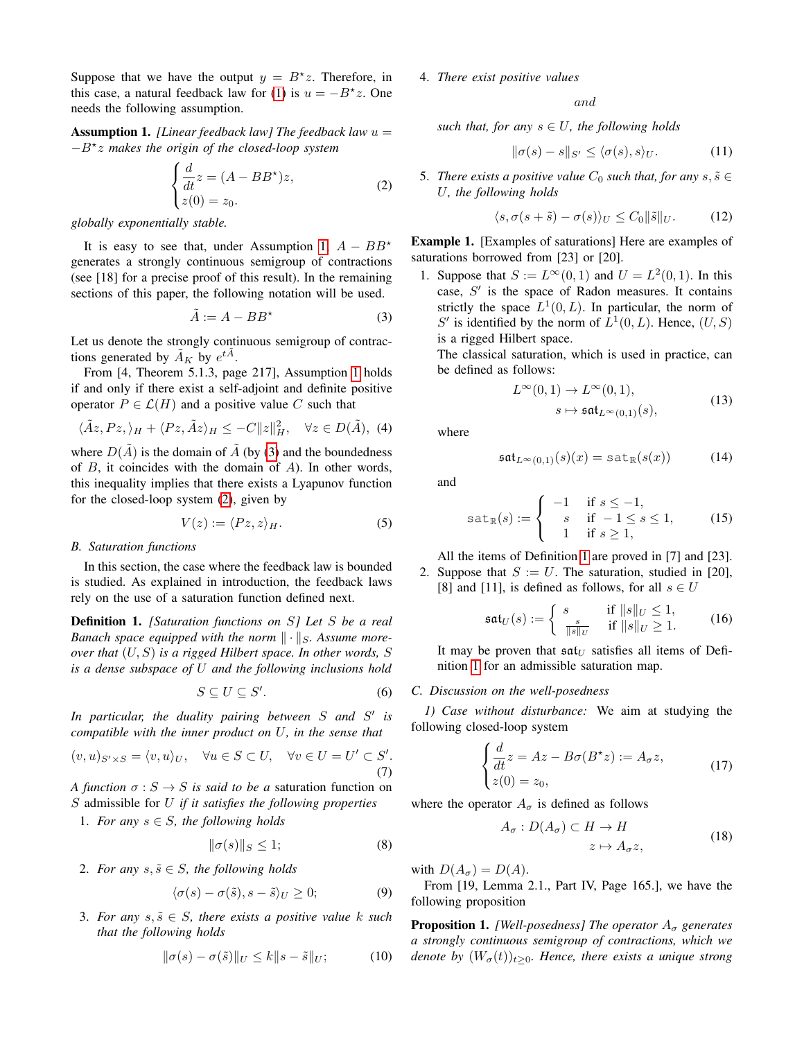Suppose that we have the output $y = B^\star z$. Therefore, in this case, a natural feedback law for (1) is $u = -B^\star z$. One needs the following assumption.

**Assumption 1.** *[Linear feedback law] The feedback law $u = -B^\star z$ makes the origin of the closed-loop system*

$$\begin{cases} \dfrac{d}{dt}z = (A - BB^\star)z, \\ z(0) = z_0. \end{cases} \tag{2}$$

*globally exponentially stable.*

It is easy to see that, under Assumption 1, $A - BB^\star$ generates a strongly continuous semigroup of contractions (see [18] for a precise proof of this result). In the remaining sections of this paper, the following notation will be used.

$$\tilde{A} := A - BB^\star \tag{3}$$

Let us denote the strongly continuous semigroup of contractions generated by $\tilde{A}_K$ by $e^{t\tilde{A}}$.

From [4, Theorem 5.1.3, page 217], Assumption 1 holds if and only if there exist a self-adjoint and definite positive operator $P \in \mathcal{L}(H)$ and a positive value $C$ such that

$$\langle \tilde{A}z, Pz, \rangle_H + \langle Pz, \tilde{A}z \rangle_H \leq -C\|z\|_H^2, \quad \forall z \in D(\tilde{A}), \tag{4}$$

where $D(\tilde{A})$ is the domain of $\tilde{A}$ (by (3) and the boundedness of $B$, it coincides with the domain of $A$). In other words, this inequality implies that there exists a Lyapunov function for the closed-loop system (2), given by

$$V(z) := \langle Pz, z \rangle_H. \tag{5}$$

### B. Saturation functions

In this section, the case where the feedback law is bounded is studied. As explained in introduction, the feedback laws rely on the use of a saturation function defined next.

**Definition 1.** *[Saturation functions on $S$] Let $S$ be a real Banach space equipped with the norm $\|\cdot\|_S$. Assume moreover that $(U, S)$ is a rigged Hilbert space. In other words, $S$ is a dense subspace of $U$ and the following inclusions hold*

$$S \subseteq U \subseteq S'. \tag{6}$$

*In particular, the duality pairing between $S$ and $S'$ is compatible with the inner product on $U$, in the sense that*

$$(v, u)_{S' \times S} = \langle v, u \rangle_U, \quad \forall u \in S \subset U, \quad \forall v \in U = U' \subset S'. \tag{7}$$

*A function $\sigma : S \to S$ is said to be a* saturation function *on $S$* admissible for *$U$ if it satisfies the following properties*

1. *For any $s \in S$, the following holds*
$$\|\sigma(s)\|_S \leq 1; \tag{8}$$
2. *For any $s, \tilde{s} \in S$, the following holds*
$$\langle \sigma(s) - \sigma(\tilde{s}), s - \tilde{s} \rangle_U \geq 0; \tag{9}$$
3. *For any $s, \tilde{s} \in S$, there exists a positive value $k$ such that the following holds*
$$\|\sigma(s) - \sigma(\tilde{s})\|_U \leq k\|s - \tilde{s}\|_U; \tag{10}$$
4. *There exist positive values*

   *and*

   *such that, for any $s \in U$, the following holds*
$$\|\sigma(s) - s\|_{S'} \leq \langle \sigma(s), s \rangle_U. \tag{11}$$
5. *There exists a positive value $C_0$ such that, for any $s, \tilde{s} \in U$, the following holds*
$$\langle s, \sigma(s + \tilde{s}) - \sigma(s) \rangle_U \leq C_0\|\tilde{s}\|_U. \tag{12}$$

**Example 1.** [Examples of saturations] Here are examples of saturations borrowed from [23] or [20].

1. Suppose that $S := L^\infty(0, 1)$ and $U = L^2(0, 1)$. In this case, $S'$ is the space of Radon measures. It contains strictly the space $L^1(0, L)$. In particular, the norm of $S'$ is identified by the norm of $L^1(0, L)$. Hence, $(U, S)$ is a rigged Hilbert space.
   The classical saturation, which is used in practice, can be defined as follows:
$$\begin{aligned} L^\infty(0, 1) &\to L^\infty(0, 1), \\ s &\mapsto \mathfrak{sat}_{L^\infty(0,1)}(s), \end{aligned} \tag{13}$$
   where
$$\mathfrak{sat}_{L^\infty(0,1)}(s)(x) = \mathtt{sat}_{\mathbb{R}}(s(x)) \tag{14}$$
   and
$$\mathtt{sat}_{\mathbb{R}}(s) := \begin{cases} -1 & \text{if } s \leq -1, \\ s & \text{if } -1 \leq s \leq 1, \\ 1 & \text{if } s \geq 1, \end{cases} \tag{15}$$
   All the items of Definition 1 are proved in [7] and [23].
2. Suppose that $S := U$. The saturation, studied in [20], [8] and [11], is defined as follows, for all $s \in U$
$$\mathfrak{sat}_U(s) := \begin{cases} s & \text{if } \|s\|_U \leq 1, \\ \frac{s}{\|s\|_U} & \text{if } \|s\|_U \geq 1. \end{cases} \tag{16}$$
   It may be proven that $\mathfrak{sat}_U$ satisfies all items of Definition 1 for an admissible saturation map.

### C. Discussion on the well-posedness

*1) Case without disturbance:* We aim at studying the following closed-loop system

$$\begin{cases} \dfrac{d}{dt}z = Az - B\sigma(B^\star z) := A_\sigma z, \\ z(0) = z_0, \end{cases} \tag{17}$$

where the operator $A_\sigma$ is defined as follows

$$\begin{aligned} A_\sigma : D(A_\sigma) \subset H &\to H \\ z &\mapsto A_\sigma z, \end{aligned} \tag{18}$$

with $D(A_\sigma) = D(A)$.

From [19, Lemma 2.1., Part IV, Page 165.], we have the following proposition

**Proposition 1.** *[Well-posedness] The operator $A_\sigma$ generates a strongly continuous semigroup of contractions, which we denote by $(W_\sigma(t))_{t \geq 0}$. Hence, there exists a unique strong*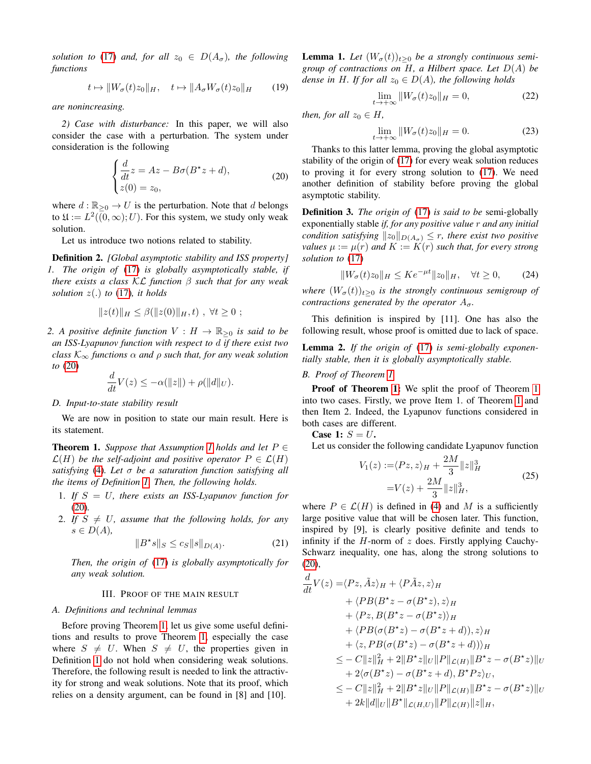*solution to (17) and, for all $z_0 \in D(A_\sigma)$, the following functions*

$$t \mapsto \|W_\sigma(t)z_0\|_H, \quad t \mapsto \|A_\sigma W_\sigma(t)z_0\|_H \tag{19}$$

*are nonincreasing.*

*2) Case with disturbance:* In this paper, we will also consider the case with a perturbation. The system under consideration is the following

$$\begin{cases} \dfrac{d}{dt}z = Az - B\sigma(B^\star z + d), \\ z(0) = z_0, \end{cases} \tag{20}$$

where $d : \mathbb{R}_{\geq 0} \to U$ is the perturbation. Note that $d$ belongs to $\mathfrak{U} := L^2((0,\infty);U)$. For this system, we study only weak solution.

Let us introduce two notions related to stability.

**Definition 2.** *[Global asymptotic stability and ISS property]*

1. *The origin of (17) is globally asymptotically stable, if there exists a class $\mathcal{KL}$ function $\beta$ such that for any weak solution $z(.)$ to (17), it holds*
$$\|z(t)\|_H \leq \beta(\|z(0)\|_H, t) \ , \ \forall t \geq 0 \ ;$$
2. *A positive definite function $V : H \to \mathbb{R}_{\geq 0}$ is said to be an ISS-Lyapunov function with respect to $d$ if there exist two class $\mathcal{K}_\infty$ functions $\alpha$ and $\rho$ such that, for any weak solution to (20)*
$$\frac{d}{dt}V(z) \leq -\alpha(\|z\|) + \rho(\|d\|_U).$$

### D. Input-to-state stability result

We are now in position to state our main result. Here is its statement.

**Theorem 1.** *Suppose that Assumption 1 holds and let $P \in \mathcal{L}(H)$ be the self-adjoint and positive operator $P \in \mathcal{L}(H)$ satisfying (4). Let $\sigma$ be a saturation function satisfying all the items of Definition 1. Then, the following holds.*

1. *If $S = U$, there exists an ISS-Lyapunov function for (20).*
2. *If $S \neq U$, assume that the following holds, for any $s \in D(A)$,*
$$\|B^\star s\|_S \leq c_S \|s\|_{D(A)}. \tag{21}$$
*Then, the origin of (17) is globally asymptotically for any weak solution.*

## III. Proof of the main result

### A. Definitions and techninal lemmas

Before proving Theorem 1, let us give some useful definitions and results to prove Theorem 1, especially the case where $S \neq U$. When $S \neq U$, the properties given in Definition 1 do not hold when considering weak solutions. Therefore, the following result is needed to link the attractivity for strong and weak solutions. Note that its proof, which relies on a density argument, can be found in [8] and [10].

**Lemma 1.** *Let $(W_\sigma(t))_{t\geq 0}$ be a strongly continuous semigroup of contractions on $H$, a Hilbert space. Let $D(A)$ be dense in $H$. If for all $z_0 \in D(A)$, the following holds*

$$\lim_{t\to+\infty} \|W_\sigma(t)z_0\|_H = 0, \tag{22}$$

*then, for all $z_0 \in H$,*

$$\lim_{t\to+\infty} \|W_\sigma(t)z_0\|_H = 0. \tag{23}$$

Thanks to this latter lemma, proving the global asymptotic stability of the origin of (17) for every weak solution reduces to proving it for every strong solution to (17). We need another definition of stability before proving the global asymptotic stability.

**Definition 3.** *The origin of (17) is said to be* semi-globally exponentially stable *if, for any positive value $r$ and any initial condition satisfying $\|z_0\|_{D(A_\sigma)} \leq r$, there exist two positive values $\mu := \mu(r)$ and $K := K(r)$ such that, for every strong solution to (17)*

$$\|W_\sigma(t)z_0\|_H \leq Ke^{-\mu t}\|z_0\|_H, \quad \forall t \geq 0, \tag{24}$$

*where $(W_\sigma(t))_{t\geq 0}$ is the strongly continuous semigroup of contractions generated by the operator $A_\sigma$.*

This definition is inspired by [11]. One has also the following result, whose proof is omitted due to lack of space.

**Lemma 2.** *If the origin of (17) is semi-globally exponentially stable, then it is globally asymptotically stable.*

### B. Proof of Theorem 1

**Proof of Theorem 1:** We split the proof of Theorem 1 into two cases. Firstly, we prove Item 1. of Theorem 1 and then Item 2. Indeed, the Lyapunov functions considered in both cases are different.

**Case 1:** $S = U$**.**

Let us consider the following candidate Lyapunov function

$$\begin{aligned} V_1(z) :=& \langle Pz, z\rangle_H + \frac{2M}{3}\|z\|_H^3 \\ =& V(z) + \frac{2M}{3}\|z\|_H^3, \end{aligned} \tag{25}$$

where $P \in \mathcal{L}(H)$ is defined in (4) and $M$ is a sufficiently large positive value that will be chosen later. This function, inspired by [9], is clearly positive definite and tends to infinity if the $H$-norm of $z$ does. Firstly applying Cauchy-Schwarz inequality, one has, along the strong solutions to (20),

$$\begin{aligned} \frac{d}{dt}V(z) =& \langle Pz, \tilde{A}z\rangle_H + \langle P\tilde{A}z, z\rangle_H \\ &+ \langle PB(B^\star z - \sigma(B^\star z), z\rangle_H \\ &+ \langle Pz, B(B^\star z - \sigma(B^\star z)\rangle_H \\ &+ \langle PB(\sigma(B^\star z) - \sigma(B^\star z + d)), z\rangle_H \\ &+ \langle z, PB(\sigma(B^\star z) - \sigma(B^\star z + d))\rangle_H \\ \leq& -C\|z\|_H^2 + 2\|B^\star z\|_U\|P\|_{\mathcal{L}(H)}\|B^\star z - \sigma(B^\star z)\|_U \\ &+ 2\langle \sigma(B^\star z) - \sigma(B^\star z + d), B^\star Pz\rangle_U, \\ \leq& -C\|z\|_H^2 + 2\|B^\star z\|_U\|P\|_{\mathcal{L}(H)}\|B^\star z - \sigma(B^\star z)\|_U \\ &+ 2k\|d\|_U\|B^\star\|_{\mathcal{L}(H,U)}\|P\|_{\mathcal{L}(H)}\|z\|_H, \end{aligned}$$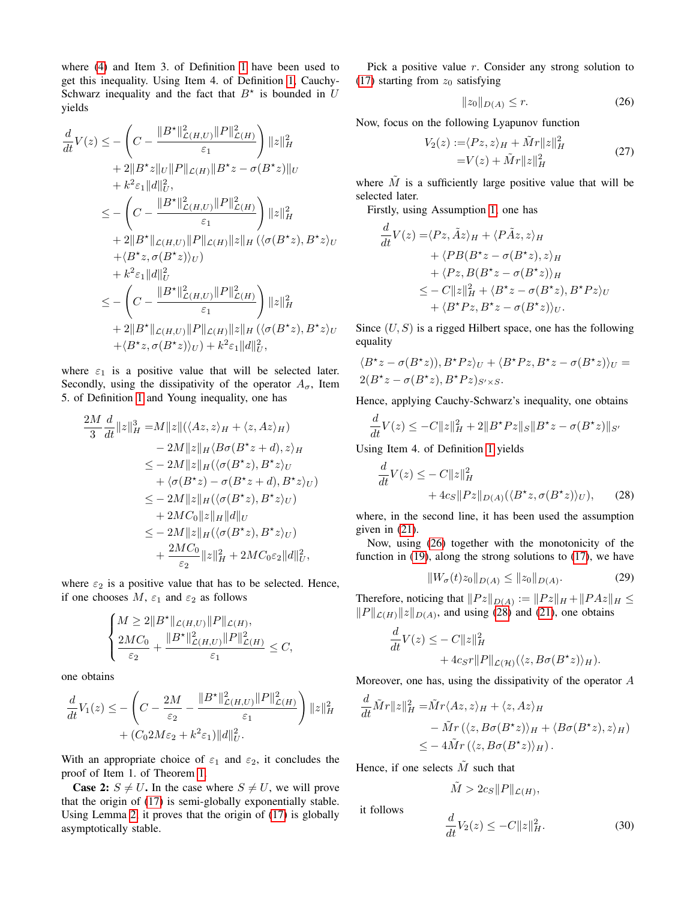where (4) and Item 3. of Definition 1 have been used to get this inequality. Using Item 4. of Definition 1, Cauchy-Schwarz inequality and the fact that $B^\star$ is bounded in $U$ yields

$$
\begin{aligned}
\frac{d}{dt}V(z) \leq& -\left(C - \frac{\|B^\star\|^2_{\mathcal{L}(H,U)}\|P\|^2_{\mathcal{L}(H)}}{\varepsilon_1}\right)\|z\|^2_H \\
&+ 2\|B^\star z\|_U\|P\|_{\mathcal{L}(H)}\|B^\star z - \sigma(B^\star z)\|_U \\
&+ k^2\varepsilon_1\|d\|^2_U, \\
\leq& -\left(C - \frac{\|B^\star\|^2_{\mathcal{L}(H,U)}\|P\|^2_{\mathcal{L}(H)}}{\varepsilon_1}\right)\|z\|^2_H \\
&+ 2\|B^\star\|_{\mathcal{L}(H,U)}\|P\|_{\mathcal{L}(H)}\|z\|_H(\langle\sigma(B^\star z), B^\star z\rangle_U \\
&+ \langle B^\star z, \sigma(B^\star z)\rangle_U) \\
&+ k^2\varepsilon_1\|d\|^2_U \\
\leq& -\left(C - \frac{\|B^\star\|^2_{\mathcal{L}(H,U)}\|P\|^2_{\mathcal{L}(H)}}{\varepsilon_1}\right)\|z\|^2_H \\
&+ 2\|B^\star\|_{\mathcal{L}(H,U)}\|P\|_{\mathcal{L}(H)}\|z\|_H(\langle\sigma(B^\star z), B^\star z\rangle_U \\
&+ \langle B^\star z, \sigma(B^\star z)\rangle_U) + k^2\varepsilon_1\|d\|^2_U,
\end{aligned}
$$

where $\varepsilon_1$ is a positive value that will be selected later. Secondly, using the dissipativity of the operator $A_\sigma$, Item 5. of Definition 1 and Young inequality, one has

$$
\begin{aligned}
\frac{2M}{3}\frac{d}{dt}\|z\|^3_H =& M\|z\|(\langle Az, z\rangle_H + \langle z, Az\rangle_H) \\
&- 2M\|z\|_H\langle B\sigma(B^\star z + d), z\rangle_H \\
\leq& -2M\|z\|_H(\langle\sigma(B^\star z), B^\star z\rangle_U \\
&+ \langle\sigma(B^\star z) - \sigma(B^\star z + d), B^\star z\rangle_U) \\
\leq& -2M\|z\|_H(\langle\sigma(B^\star z), B^\star z\rangle_U) \\
&+ 2MC_0\|z\|_H\|d\|_U \\
\leq& -2M\|z\|_H(\langle\sigma(B^\star z), B^\star z\rangle_U) \\
&+ \frac{2MC_0}{\varepsilon_2}\|z\|^2_H + 2MC_0\varepsilon_2\|d\|^2_U,
\end{aligned}
$$

where $\varepsilon_2$ is a positive value that has to be selected. Hence, if one chooses $M$, $\varepsilon_1$ and $\varepsilon_2$ as follows

$$
\begin{cases}
M \geq 2\|B^\star\|_{\mathcal{L}(H,U)}\|P\|_{\mathcal{L}(H)}, \\
\dfrac{2MC_0}{\varepsilon_2} + \dfrac{\|B^\star\|^2_{\mathcal{L}(H,U)}\|P\|^2_{\mathcal{L}(H)}}{\varepsilon_1} \leq C,
\end{cases}
$$

one obtains

$$
\begin{aligned}
\frac{d}{dt}V_1(z) \leq& -\left(C - \frac{2M}{\varepsilon_2} - \frac{\|B^\star\|^2_{\mathcal{L}(H,U)}\|P\|^2_{\mathcal{L}(H)}}{\varepsilon_1}\right)\|z\|^2_H \\
&+ (C_0 2M\varepsilon_2 + k^2\varepsilon_1)\|d\|^2_U.
\end{aligned}
$$

With an appropriate choice of $\varepsilon_1$ and $\varepsilon_2$, it concludes the proof of Item 1. of Theorem 1.

**Case 2:** $S \neq U$**.** In the case where $S \neq U$, we will prove that the origin of (17) is semi-globally exponentially stable. Using Lemma 2, it proves that the origin of (17) is globally asymptotically stable.

Pick a positive value $r$. Consider any strong solution to (17) starting from $z_0$ satisfying

$$
\|z_0\|_{D(A)} \leq r. \tag{26}
$$

Now, focus on the following Lyapunov function

$$
\begin{aligned}
V_2(z) :=& \langle Pz, z\rangle_H + \tilde{M}r\|z\|^2_H \\
=& V(z) + \tilde{M}r\|z\|^2_H
\end{aligned} \tag{27}
$$

where $\tilde{M}$ is a sufficiently large positive value that will be selected later.

Firstly, using Assumption 1, one has

$$
\begin{aligned}
\frac{d}{dt}V(z) =& \langle Pz, \tilde{A}z\rangle_H + \langle P\tilde{A}z, z\rangle_H \\
&+ \langle PB(B^\star z - \sigma(B^\star z), z\rangle_H \\
&+ \langle Pz, B(B^\star z - \sigma(B^\star z))\rangle_H \\
\leq& -C\|z\|^2_H + \langle B^\star z - \sigma(B^\star z), B^\star Pz\rangle_U \\
&+ \langle B^\star Pz, B^\star z - \sigma(B^\star z)\rangle_U.
\end{aligned}
$$

Since $(U, S)$ is a rigged Hilbert space, one has the following equality

$$
\langle B^\star z - \sigma(B^\star z)), B^\star Pz\rangle_U + \langle B^\star Pz, B^\star z - \sigma(B^\star z)\rangle_U = 2(B^\star z - \sigma(B^\star z), B^\star Pz)_{S' \times S}.
$$

Hence, applying Cauchy-Schwarz's inequality, one obtains

$$
\frac{d}{dt}V(z) \leq -C\|z\|^2_H + 2\|B^\star Pz\|_S\|B^\star z - \sigma(B^\star z)\|_{S'}
$$

Using Item 4. of Definition 1 yields

$$
\begin{aligned}
\frac{d}{dt}V(z) \leq& -C\|z\|^2_H \\
&+ 4c_S\|Pz\|_{D(A)}(\langle B^\star z, \sigma(B^\star z)\rangle_U),
\end{aligned} \tag{28}
$$

where, in the second line, it has been used the assumption given in (21).

Now, using (26) together with the monotonicity of the function in (19), along the strong solutions to (17), we have

$$
\|W_\sigma(t)z_0\|_{D(A)} \leq \|z_0\|_{D(A)}. \tag{29}
$$

Therefore, noticing that $\|Pz\|_{D(A)} := \|Pz\|_H + \|PAz\|_H \leq \|P\|_{\mathcal{L}(H)}\|z\|_{D(A)}$, and using (28) and (21), one obtains

$$
\begin{aligned}
\frac{d}{dt}V(z) \leq& -C\|z\|^2_H \\
&+ 4c_S r\|P\|_{\mathcal{L}(\mathcal{H})}(\langle z, B\sigma(B^\star z)\rangle_H).
\end{aligned}
$$

Moreover, one has, using the dissipativity of the operator $A$

$$
\begin{aligned}
\frac{d}{dt}\tilde{M}r\|z\|^2_H =& \tilde{M}r\langle Az, z\rangle_H + \langle z, Az\rangle_H \\
&- \tilde{M}r\left(\langle z, B\sigma(B^\star z)\rangle_H + \langle B\sigma(B^\star z), z\rangle_H\right) \\
\leq& -4\tilde{M}r\left(\langle z, B\sigma(B^\star z)\rangle_H\right).
\end{aligned}
$$

Hence, if one selects $\tilde{M}$ such that

$$
\tilde{M} > 2c_S\|P\|_{\mathcal{L}(H)},
$$

it follows

$$
\frac{d}{dt}V_2(z) \leq -C\|z\|^2_H. \tag{30}
$$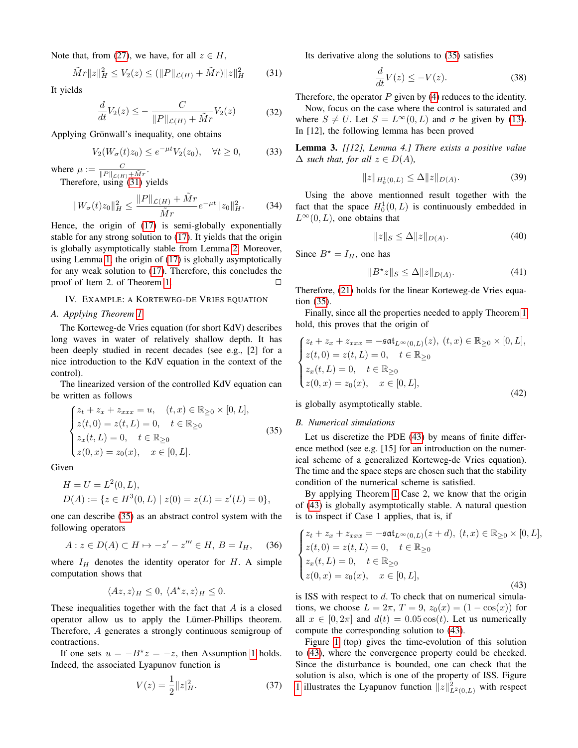Note that, from (27), we have, for all $z \in H$,

$$\tilde{M}r\|z\|_H^2 \leq V_2(z) \leq (\|P\|_{\mathcal{L}(H)} + \tilde{M}r)\|z\|_H^2 \tag{31}$$

It yields

$$\frac{d}{dt}V_2(z) \leq -\frac{C}{\|P\|_{\mathcal{L}(H)} + \tilde{M}r}V_2(z) \tag{32}$$

Applying Grönwall's inequality, one obtains

$$V_2(W_\sigma(t)z_0) \leq e^{-\mu t}V_2(z_0), \quad \forall t \geq 0, \tag{33}$$

where $\mu := \frac{C}{\|P\|_{\mathcal{L}(H)}+\tilde{M}r}$.

Therefore, using (31) yields

$$\|W_\sigma(t)z_0\|_H^2 \leq \frac{\|P\|_{\mathcal{L}(H)} + \tilde{M}r}{\tilde{M}r}e^{-\mu t}\|z_0\|_H^2. \tag{34}$$

Hence, the origin of (17) is semi-globally exponentially stable for any strong solution to (17). It yields that the origin is globally asymptotically stable from Lemma 2. Moreover, using Lemma 1, the origin of (17) is globally asymptotically for any weak solution to (17). Therefore, this concludes the proof of Item 2. of Theorem 1. □

## IV. Example: a Korteweg-de Vries equation

### A. Applying Theorem 1

The Korteweg-de Vries equation (for short KdV) describes long waves in water of relatively shallow depth. It has been deeply studied in recent decades (see e.g., [2] for a nice introduction to the KdV equation in the context of the control).

The linearized version of the controlled KdV equation can be written as follows

$$\begin{cases} z_t + z_x + z_{xxx} = u, \quad (t,x) \in \mathbb{R}_{\geq 0} \times [0,L], \\ z(t,0) = z(t,L) = 0, \quad t \in \mathbb{R}_{\geq 0} \\ z_x(t,L) = 0, \quad t \in \mathbb{R}_{\geq 0} \\ z(0,x) = z_0(x), \quad x \in [0,L]. \end{cases} \tag{35}$$

Given

$$H = U = L^2(0,L),$$
$$D(A) := \{z \in H^3(0,L) \mid z(0) = z(L) = z'(L) = 0\},$$

one can describe (35) as an abstract control system with the following operators

$$A : z \in D(A) \subset H \mapsto -z' - z''' \in H, \; B = I_H, \tag{36}$$

where $I_H$ denotes the identity operator for $H$. A simple computation shows that

$$\langle Az, z\rangle_H \leq 0, \; \langle A^\star z, z\rangle_H \leq 0.$$

These inequalities together with the fact that $A$ is a closed operator allow us to apply the Lümer-Phillips theorem. Therefore, $A$ generates a strongly continuous semigroup of contractions.

If one sets $u = -B^\star z = -z$, then Assumption 1 holds. Indeed, the associated Lyapunov function is

$$V(z) = \frac{1}{2}\|z\|_H^2. \tag{37}$$

Its derivative along the solutions to (35) satisfies

$$\frac{d}{dt}V(z) \leq -V(z). \tag{38}$$

Therefore, the operator $P$ given by (4) reduces to the identity.

Now, focus on the case where the control is saturated and where $S \neq U$. Let $S = L^\infty(0,L)$ and $\sigma$ be given by (13). In [12], the following lemma has been proved

**Lemma 3.** *[[12], Lemma 4.] There exists a positive value $\Delta$ such that, for all $z \in D(A)$,*

$$\|z\|_{H_0^1(0,L)} \leq \Delta\|z\|_{D(A)}. \tag{39}$$

Using the above mentionned result together with the fact that the space $H_0^1(0,L)$ is continuously embedded in $L^\infty(0,L)$, one obtains that

$$\|z\|_S \leq \Delta\|z\|_{D(A)}. \tag{40}$$

Since $B^\star = I_H$, one has

$$\|B^\star z\|_S \leq \Delta\|z\|_{D(A)}. \tag{41}$$

Therefore, (21) holds for the linear Korteweg-de Vries equation (35).

Finally, since all the properties needed to apply Theorem 1 hold, this proves that the origin of

$$\begin{cases} z_t + z_x + z_{xxx} = -\mathfrak{sat}_{L^\infty(0,L)}(z), \; (t,x) \in \mathbb{R}_{\geq 0} \times [0,L], \\ z(t,0) = z(t,L) = 0, \quad t \in \mathbb{R}_{\geq 0} \\ z_x(t,L) = 0, \quad t \in \mathbb{R}_{\geq 0} \\ z(0,x) = z_0(x), \quad x \in [0,L], \end{cases} \tag{42}$$

is globally asymptotically stable.

### B. Numerical simulations

Let us discretize the PDE (43) by means of finite difference method (see e.g. [15] for an introduction on the numerical scheme of a generalized Korteweg-de Vries equation). The time and the space steps are chosen such that the stability condition of the numerical scheme is satisfied.

By applying Theorem 1 Case 2, we know that the origin of (43) is globally asymptotically stable. A natural question is to inspect if Case 1 applies, that is, if

$$\begin{cases} z_t + z_x + z_{xxx} = -\mathfrak{sat}_{L^\infty(0,L)}(z+d), \; (t,x) \in \mathbb{R}_{\geq 0} \times [0,L], \\ z(t,0) = z(t,L) = 0, \quad t \in \mathbb{R}_{\geq 0} \\ z_x(t,L) = 0, \quad t \in \mathbb{R}_{\geq 0} \\ z(0,x) = z_0(x), \quad x \in [0,L], \end{cases} \tag{43}$$

is ISS with respect to $d$. To check that on numerical simulations, we choose $L = 2\pi$, $T = 9$, $z_0(x) = (1 - \cos(x))$ for all $x \in [0, 2\pi]$ and $d(t) = 0.05\cos(t)$. Let us numerically compute the corresponding solution to (43).

Figure 1 (top) gives the time-evolution of this solution to (43), where the convergence property could be checked. Since the disturbance is bounded, one can check that the solution is also, which is one of the property of ISS. Figure 1 illustrates the Lyapunov function $\|z\|_{L^2(0,L)}^2$ with respect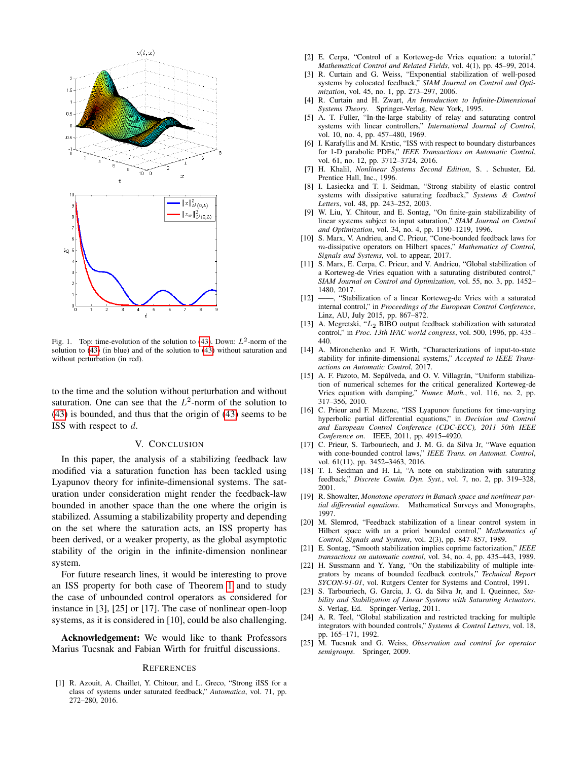$z(t,x)$

2
1.5
1
0.5
0
-0.5
-1
0
2
4
6
8
10
$t$
0
2
4
6
8
$x$

10
9
8
7
6
5
4
3
2
1
0
0 1 2 3 4 5 6 7 8 9
$t$
$E$
$\|z\|^2_{L^2(0,L)}$
$\|z_w\|^2_{L^2(0,L)}$

Fig. 1. Top: time-evolution of the solution to (43). Down: $L^2$-norm of the solution to (43) (in blue) and of the solution to (43) without saturation and without perturbation (in red).

to the time and the solution without perturbation and without saturation. One can see that the $L^2$-norm of the solution to (43) is bounded, and thus that the origin of (43) seems to be ISS with respect to $d$.

## V. Conclusion

In this paper, the analysis of a stabilizing feedback law modified via a saturation function has been tackled using Lyapunov theory for infinite-dimensional systems. The saturation under consideration might render the feedback-law bounded in another space than the one where the origin is stabilized. Assuming a stabilizability property and depending on the set where the saturation acts, an ISS property has been derived, or a weaker property, as the global asymptotic stability of the origin in the infinite-dimension nonlinear system.

For future research lines, it would be interesting to prove an ISS property for both case of Theorem 1 and to study the case of unbounded control operators as considered for instance in [3], [25] or [17]. The case of nonlinear open-loop systems, as it is considered in [10], could be also challenging.

**Acknowledgement:** We would like to thank Professors Marius Tucsnak and Fabian Wirth for fruitful discussions.

## References

[1] R. Azouit, A. Chaillet, Y. Chitour, and L. Greco, "Strong iISS for a class of systems under saturated feedback," *Automatica*, vol. 71, pp. 272–280, 2016.

[2] E. Cerpa, "Control of a Korteweg-de Vries equation: a tutorial," *Mathematical Control and Related Fields*, vol. 4(1), pp. 45–99, 2014.

[3] R. Curtain and G. Weiss, "Exponential stabilization of well-posed systems by colocated feedback," *SIAM Journal on Control and Optimization*, vol. 45, no. 1, pp. 273–297, 2006.

[4] R. Curtain and H. Zwart, *An Introduction to Infinite-Dimensional Systems Theory*. Springer-Verlag, New York, 1995.

[5] A. T. Fuller, "In-the-large stability of relay and saturating control systems with linear controllers," *International Journal of Control*, vol. 10, no. 4, pp. 457–480, 1969.

[6] I. Karafyllis and M. Krstic, "ISS with respect to boundary disturbances for 1-D parabolic PDEs," *IEEE Transactions on Automatic Control*, vol. 61, no. 12, pp. 3712–3724, 2016.

[7] H. Khalil, *Nonlinear Systems Second Edition*, S. . Schuster, Ed. Prentice Hall, Inc., 1996.

[8] I. Lasiecka and T. I. Seidman, "Strong stability of elastic control systems with dissipative saturating feedback," *Systems & Control Letters*, vol. 48, pp. 243–252, 2003.

[9] W. Liu, Y. Chitour, and E. Sontag, "On finite-gain stabilizability of linear systems subject to input saturation," *SIAM Journal on Control and Optimization*, vol. 34, no. 4, pp. 1190–1219, 1996.

[10] S. Marx, V. Andrieu, and C. Prieur, "Cone-bounded feedback laws for $m$-dissipative operators on Hilbert spaces," *Mathematics of Control, Signals and Systems*, vol. to appear, 2017.

[11] S. Marx, E. Cerpa, C. Prieur, and V. Andrieu, "Global stabilization of a Korteweg-de Vries equation with a saturating distributed control," *SIAM Journal on Control and Optimization*, vol. 55, no. 3, pp. 1452–1480, 2017.

[12] ——, "Stabilization of a linear Korteweg-de Vries with a saturated internal control," in *Proceedings of the European Control Conference*, Linz, AU, July 2015, pp. 867–872.

[13] A. Megretski, "$L_2$ BIBO output feedback stabilization with saturated control," in *Proc. 13th IFAC world congress*, vol. 500, 1996, pp. 435–440.

[14] A. Mironchenko and F. Wirth, "Characterizations of input-to-state stability for infinite-dimensional systems," *Accepted to IEEE Transactions on Automatic Control*, 2017.

[15] A. F. Pazoto, M. Sepúlveda, and O. V. Villagrán, "Uniform stabilization of numerical schemes for the critical generalized Korteweg-de Vries equation with damping," *Numer. Math.*, vol. 116, no. 2, pp. 317–356, 2010.

[16] C. Prieur and F. Mazenc, "ISS Lyapunov functions for time-varying hyperbolic partial differential equations," in *Decision and Control and European Control Conference (CDC-ECC), 2011 50th IEEE Conference on*. IEEE, 2011, pp. 4915–4920.

[17] C. Prieur, S. Tarbouriech, and J. M. G. da Silva Jr, "Wave equation with cone-bounded control laws," *IEEE Trans. on Automat. Control*, vol. 61(11), pp. 3452–3463, 2016.

[18] T. I. Seidman and H. Li, "A note on stabilization with saturating feedback," *Discrete Contin. Dyn. Syst.*, vol. 7, no. 2, pp. 319–328, 2001.

[19] R. Showalter, *Monotone operators in Banach space and nonlinear partial differential equations*. Mathematical Surveys and Monographs, 1997.

[20] M. Slemrod, "Feedback stabilization of a linear control system in Hilbert space with an a priori bounded control," *Mathematics of Control, Signals and Systems*, vol. 2(3), pp. 847–857, 1989.

[21] E. Sontag, "Smooth stabilization implies coprime factorization," *IEEE transactions on automatic control*, vol. 34, no. 4, pp. 435–443, 1989.

[22] H. Sussmann and Y. Yang, "On the stabilizability of multiple integrators by means of bounded feedback controls," *Technical Report SYCON-91-01*, vol. Rutgers Center for Systems and Control, 1991.

[23] S. Tarbouriech, G. Garcia, J. G. da Silva Jr, and I. Queinnec, *Stability and Stabilization of Linear Systems with Saturating Actuators*, S. Verlag, Ed. Springer-Verlag, 2011.

[24] A. R. Teel, "Global stabilization and restricted tracking for multiple integrators with bounded controls," *Systems & Control Letters*, vol. 18, pp. 165–171, 1992.

[25] M. Tucsnak and G. Weiss, *Observation and control for operator semigroups*. Springer, 2009.